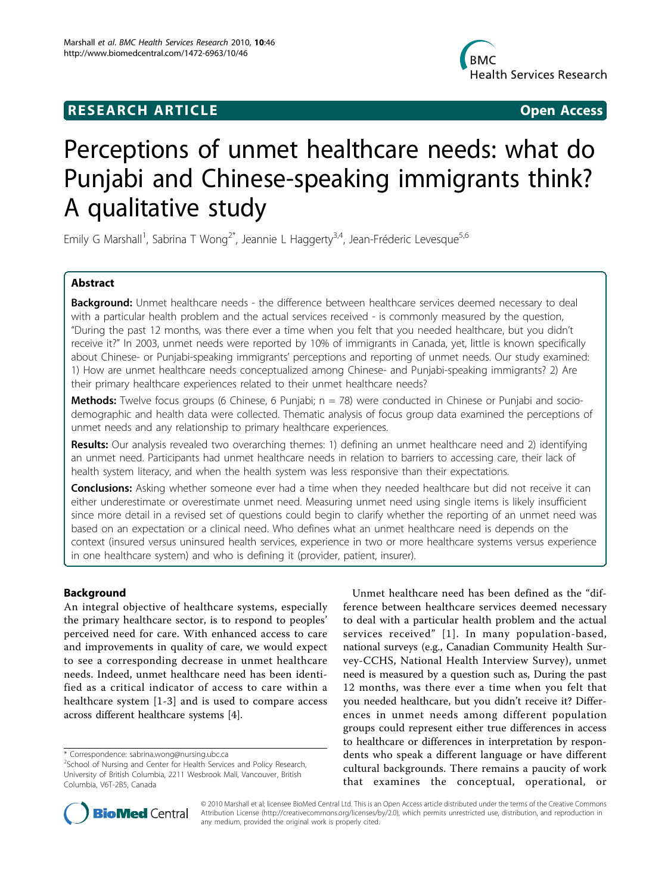RESEARCH ARTICLE Open Access

# Perceptions of unmet healthcare needs: what do Punjabi and Chinese-speaking immigrants think? A qualitative study

Emily G Marshall[1], Sabrina T Wong[2*], Jeannie L Haggerty[3,4], Jean-Fréderic Levesque[5,6]

## Abstract

**Background:** Unmet healthcare needs - the difference between healthcare services deemed necessary to deal with a particular health problem and the actual services received - is commonly measured by the question, "During the past 12 months, was there ever a time when you felt that you needed healthcare, but you didn't receive it?" In 2003, unmet needs were reported by 10% of immigrants in Canada, yet, little is known specifically about Chinese- or Punjabi-speaking immigrants' perceptions and reporting of unmet needs. Our study examined: 1) How are unmet healthcare needs conceptualized among Chinese- and Punjabi-speaking immigrants? 2) Are their primary healthcare experiences related to their unmet healthcare needs?

**Methods:** Twelve focus groups (6 Chinese, 6 Punjabi; n = 78) were conducted in Chinese or Punjabi and socio-demographic and health data were collected. Thematic analysis of focus group data examined the perceptions of unmet needs and any relationship to primary healthcare experiences.

**Results:** Our analysis revealed two overarching themes: 1) defining an unmet healthcare need and 2) identifying an unmet need. Participants had unmet healthcare needs in relation to barriers to accessing care, their lack of health system literacy, and when the health system was less responsive than their expectations.

**Conclusions:** Asking whether someone ever had a time when they needed healthcare but did not receive it can either underestimate or overestimate unmet need. Measuring unmet need using single items is likely insufficient since more detail in a revised set of questions could begin to clarify whether the reporting of an unmet need was based on an expectation or a clinical need. Who defines what an unmet healthcare need is depends on the context (insured versus uninsured health services, experience in two or more healthcare systems versus experience in one healthcare system) and who is defining it (provider, patient, insurer).

## Background

An integral objective of healthcare systems, especially the primary healthcare sector, is to respond to peoples' perceived need for care. With enhanced access to care and improvements in quality of care, we would expect to see a corresponding decrease in unmet healthcare needs. Indeed, unmet healthcare need has been identified as a critical indicator of access to care within a healthcare system [1-3] and is used to compare access across different healthcare systems [4].

Unmet healthcare need has been defined as the "difference between healthcare services deemed necessary to deal with a particular health problem and the actual services received" [1]. In many population-based, national surveys (e.g., Canadian Community Health Survey-CCHS, National Health Interview Survey), unmet need is measured by a question such as, During the past 12 months, was there ever a time when you felt that you needed healthcare, but you didn't receive it? Differences in unmet needs among different population groups could represent either true differences in access to healthcare or differences in interpretation by respondents who speak a different language or have different cultural backgrounds. There remains a paucity of work that examines the conceptual, operational, or

\* Correspondence: sabrina.wong@nursing.ubc.ca
[2]School of Nursing and Center for Health Services and Policy Research, University of British Columbia, 2211 Wesbrook Mall, Vancouver, British Columbia, V6T-2B5, Canada

© 2010 Marshall et al; licensee BioMed Central Ltd. This is an Open Access article distributed under the terms of the Creative Commons Attribution License (http://creativecommons.org/licenses/by/2.0), which permits unrestricted use, distribution, and reproduction in any medium, provided the original work is properly cited.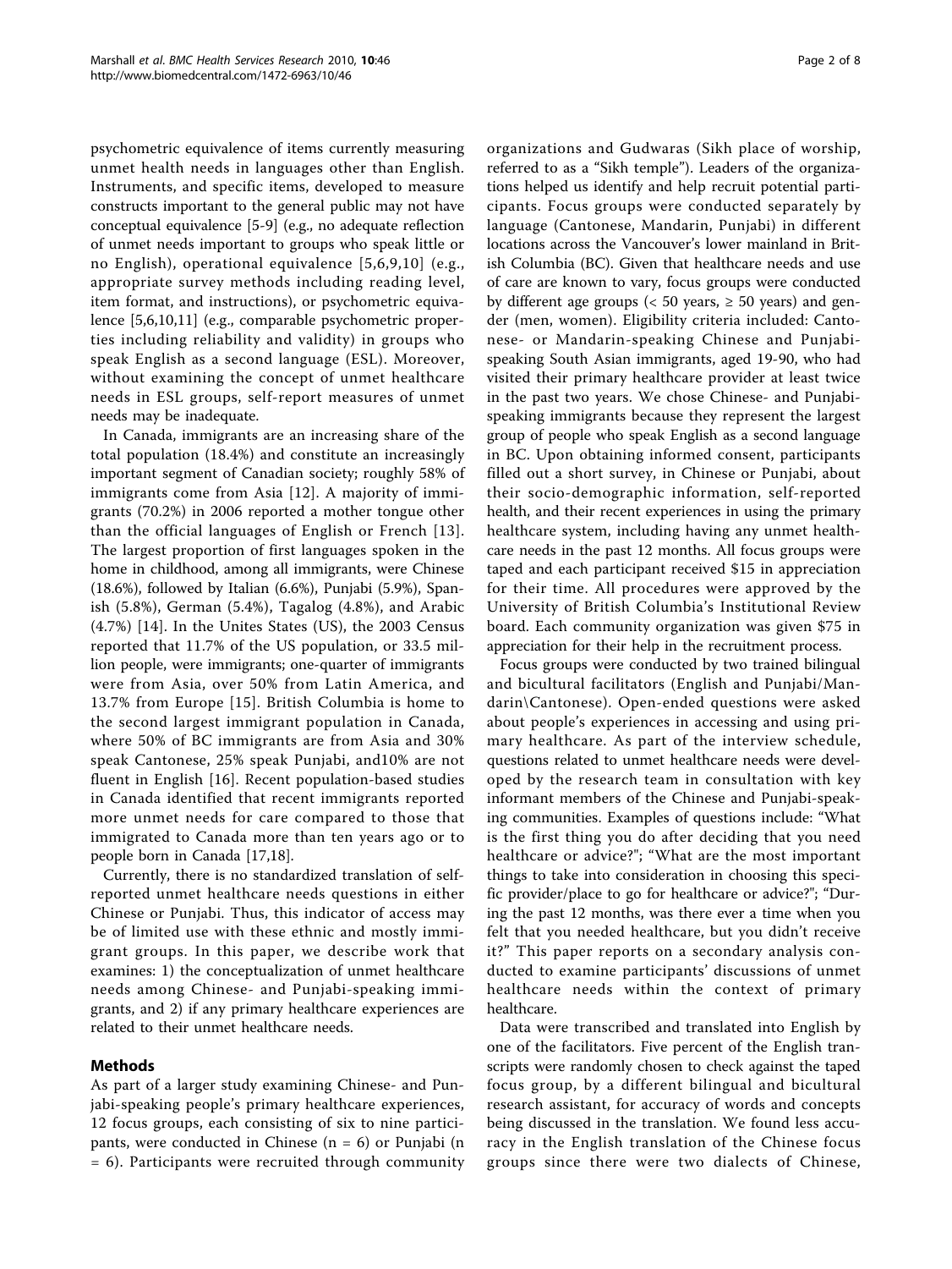psychometric equivalence of items currently measuring unmet health needs in languages other than English. Instruments, and specific items, developed to measure constructs important to the general public may not have conceptual equivalence [5-9] (e.g., no adequate reflection of unmet needs important to groups who speak little or no English), operational equivalence [5,6,9,10] (e.g., appropriate survey methods including reading level, item format, and instructions), or psychometric equivalence [5,6,10,11] (e.g., comparable psychometric properties including reliability and validity) in groups who speak English as a second language (ESL). Moreover, without examining the concept of unmet healthcare needs in ESL groups, self-report measures of unmet needs may be inadequate.

In Canada, immigrants are an increasing share of the total population (18.4%) and constitute an increasingly important segment of Canadian society; roughly 58% of immigrants come from Asia [12]. A majority of immigrants (70.2%) in 2006 reported a mother tongue other than the official languages of English or French [13]. The largest proportion of first languages spoken in the home in childhood, among all immigrants, were Chinese (18.6%), followed by Italian (6.6%), Punjabi (5.9%), Spanish (5.8%), German (5.4%), Tagalog (4.8%), and Arabic (4.7%) [14]. In the Unites States (US), the 2003 Census reported that 11.7% of the US population, or 33.5 million people, were immigrants; one-quarter of immigrants were from Asia, over 50% from Latin America, and 13.7% from Europe [15]. British Columbia is home to the second largest immigrant population in Canada, where 50% of BC immigrants are from Asia and 30% speak Cantonese, 25% speak Punjabi, and10% are not fluent in English [16]. Recent population-based studies in Canada identified that recent immigrants reported more unmet needs for care compared to those that immigrated to Canada more than ten years ago or to people born in Canada [17,18].

Currently, there is no standardized translation of self-reported unmet healthcare needs questions in either Chinese or Punjabi. Thus, this indicator of access may be of limited use with these ethnic and mostly immigrant groups. In this paper, we describe work that examines: 1) the conceptualization of unmet healthcare needs among Chinese- and Punjabi-speaking immigrants, and 2) if any primary healthcare experiences are related to their unmet healthcare needs.

## Methods

As part of a larger study examining Chinese- and Punjabi-speaking people's primary healthcare experiences, 12 focus groups, each consisting of six to nine participants, were conducted in Chinese (n = 6) or Punjabi (n = 6). Participants were recruited through community organizations and Gudwaras (Sikh place of worship, referred to as a "Sikh temple"). Leaders of the organizations helped us identify and help recruit potential participants. Focus groups were conducted separately by language (Cantonese, Mandarin, Punjabi) in different locations across the Vancouver's lower mainland in British Columbia (BC). Given that healthcare needs and use of care are known to vary, focus groups were conducted by different age groups (< 50 years, ≥ 50 years) and gender (men, women). Eligibility criteria included: Cantonese- or Mandarin-speaking Chinese and Punjabi-speaking South Asian immigrants, aged 19-90, who had visited their primary healthcare provider at least twice in the past two years. We chose Chinese- and Punjabi-speaking immigrants because they represent the largest group of people who speak English as a second language in BC. Upon obtaining informed consent, participants filled out a short survey, in Chinese or Punjabi, about their socio-demographic information, self-reported health, and their recent experiences in using the primary healthcare system, including having any unmet healthcare needs in the past 12 months. All focus groups were taped and each participant received $15 in appreciation for their time. All procedures were approved by the University of British Columbia's Institutional Review board. Each community organization was given $75 in appreciation for their help in the recruitment process.

Focus groups were conducted by two trained bilingual and bicultural facilitators (English and Punjabi/Mandarin\Cantonese). Open-ended questions were asked about people's experiences in accessing and using primary healthcare. As part of the interview schedule, questions related to unmet healthcare needs were developed by the research team in consultation with key informant members of the Chinese and Punjabi-speaking communities. Examples of questions include: "What is the first thing you do after deciding that you need healthcare or advice?"; "What are the most important things to take into consideration in choosing this specific provider/place to go for healthcare or advice?"; "During the past 12 months, was there ever a time when you felt that you needed healthcare, but you didn't receive it?" This paper reports on a secondary analysis conducted to examine participants' discussions of unmet healthcare needs within the context of primary healthcare.

Data were transcribed and translated into English by one of the facilitators. Five percent of the English transcripts were randomly chosen to check against the taped focus group, by a different bilingual and bicultural research assistant, for accuracy of words and concepts being discussed in the translation. We found less accuracy in the English translation of the Chinese focus groups since there were two dialects of Chinese,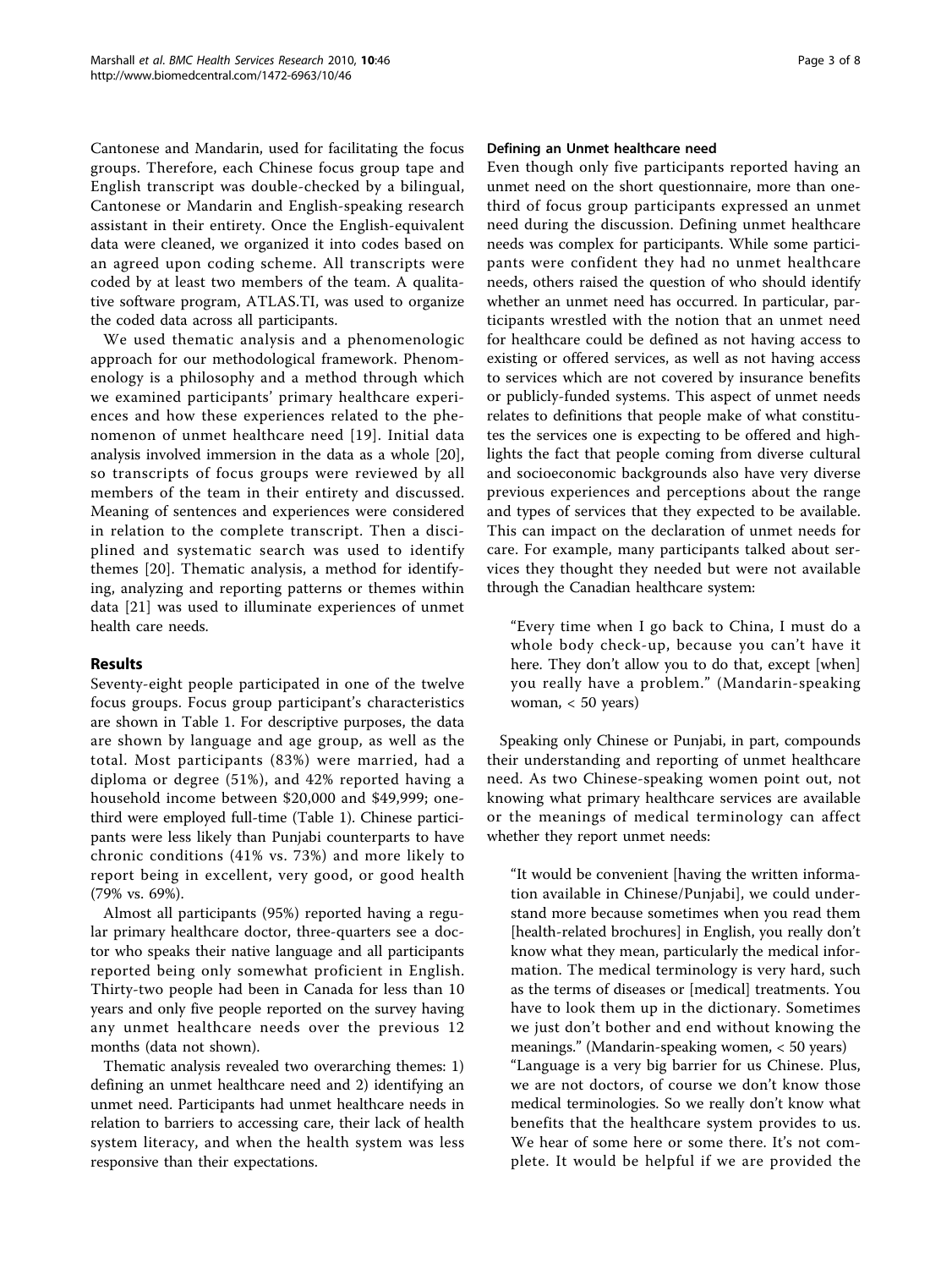Cantonese and Mandarin, used for facilitating the focus groups. Therefore, each Chinese focus group tape and English transcript was double-checked by a bilingual, Cantonese or Mandarin and English-speaking research assistant in their entirety. Once the English-equivalent data were cleaned, we organized it into codes based on an agreed upon coding scheme. All transcripts were coded by at least two members of the team. A qualitative software program, ATLAS.TI, was used to organize the coded data across all participants.

We used thematic analysis and a phenomenologic approach for our methodological framework. Phenomenology is a philosophy and a method through which we examined participants' primary healthcare experiences and how these experiences related to the phenomenon of unmet healthcare need [19]. Initial data analysis involved immersion in the data as a whole [20], so transcripts of focus groups were reviewed by all members of the team in their entirety and discussed. Meaning of sentences and experiences were considered in relation to the complete transcript. Then a disciplined and systematic search was used to identify themes [20]. Thematic analysis, a method for identifying, analyzing and reporting patterns or themes within data [21] was used to illuminate experiences of unmet health care needs.

## Results

Seventy-eight people participated in one of the twelve focus groups. Focus group participant's characteristics are shown in Table 1. For descriptive purposes, the data are shown by language and age group, as well as the total. Most participants (83%) were married, had a diploma or degree (51%), and 42% reported having a household income between \$20,000 and \$49,999; one-third were employed full-time (Table 1). Chinese participants were less likely than Punjabi counterparts to have chronic conditions (41% vs. 73%) and more likely to report being in excellent, very good, or good health (79% vs. 69%).

Almost all participants (95%) reported having a regular primary healthcare doctor, three-quarters see a doctor who speaks their native language and all participants reported being only somewhat proficient in English. Thirty-two people had been in Canada for less than 10 years and only five people reported on the survey having any unmet healthcare needs over the previous 12 months (data not shown).

Thematic analysis revealed two overarching themes: 1) defining an unmet healthcare need and 2) identifying an unmet need. Participants had unmet healthcare needs in relation to barriers to accessing care, their lack of health system literacy, and when the health system was less responsive than their expectations.

### Defining an Unmet healthcare need

Even though only five participants reported having an unmet need on the short questionnaire, more than one-third of focus group participants expressed an unmet need during the discussion. Defining unmet healthcare needs was complex for participants. While some participants were confident they had no unmet healthcare needs, others raised the question of who should identify whether an unmet need has occurred. In particular, participants wrestled with the notion that an unmet need for healthcare could be defined as not having access to existing or offered services, as well as not having access to services which are not covered by insurance benefits or publicly-funded systems. This aspect of unmet needs relates to definitions that people make of what constitutes the services one is expecting to be offered and highlights the fact that people coming from diverse cultural and socioeconomic backgrounds also have very diverse previous experiences and perceptions about the range and types of services that they expected to be available. This can impact on the declaration of unmet needs for care. For example, many participants talked about services they thought they needed but were not available through the Canadian healthcare system:

> "Every time when I go back to China, I must do a whole body check-up, because you can't have it here. They don't allow you to do that, except [when] you really have a problem." (Mandarin-speaking woman, < 50 years)

Speaking only Chinese or Punjabi, in part, compounds their understanding and reporting of unmet healthcare need. As two Chinese-speaking women point out, not knowing what primary healthcare services are available or the meanings of medical terminology can affect whether they report unmet needs:

> "It would be convenient [having the written information available in Chinese/Punjabi], we could understand more because sometimes when you read them [health-related brochures] in English, you really don't know what they mean, particularly the medical information. The medical terminology is very hard, such as the terms of diseases or [medical] treatments. You have to look them up in the dictionary. Sometimes we just don't bother and end without knowing the meanings." (Mandarin-speaking women, < 50 years)
>
> "Language is a very big barrier for us Chinese. Plus, we are not doctors, of course we don't know those medical terminologies. So we really don't know what benefits that the healthcare system provides to us. We hear of some here or some there. It's not complete. It would be helpful if we are provided the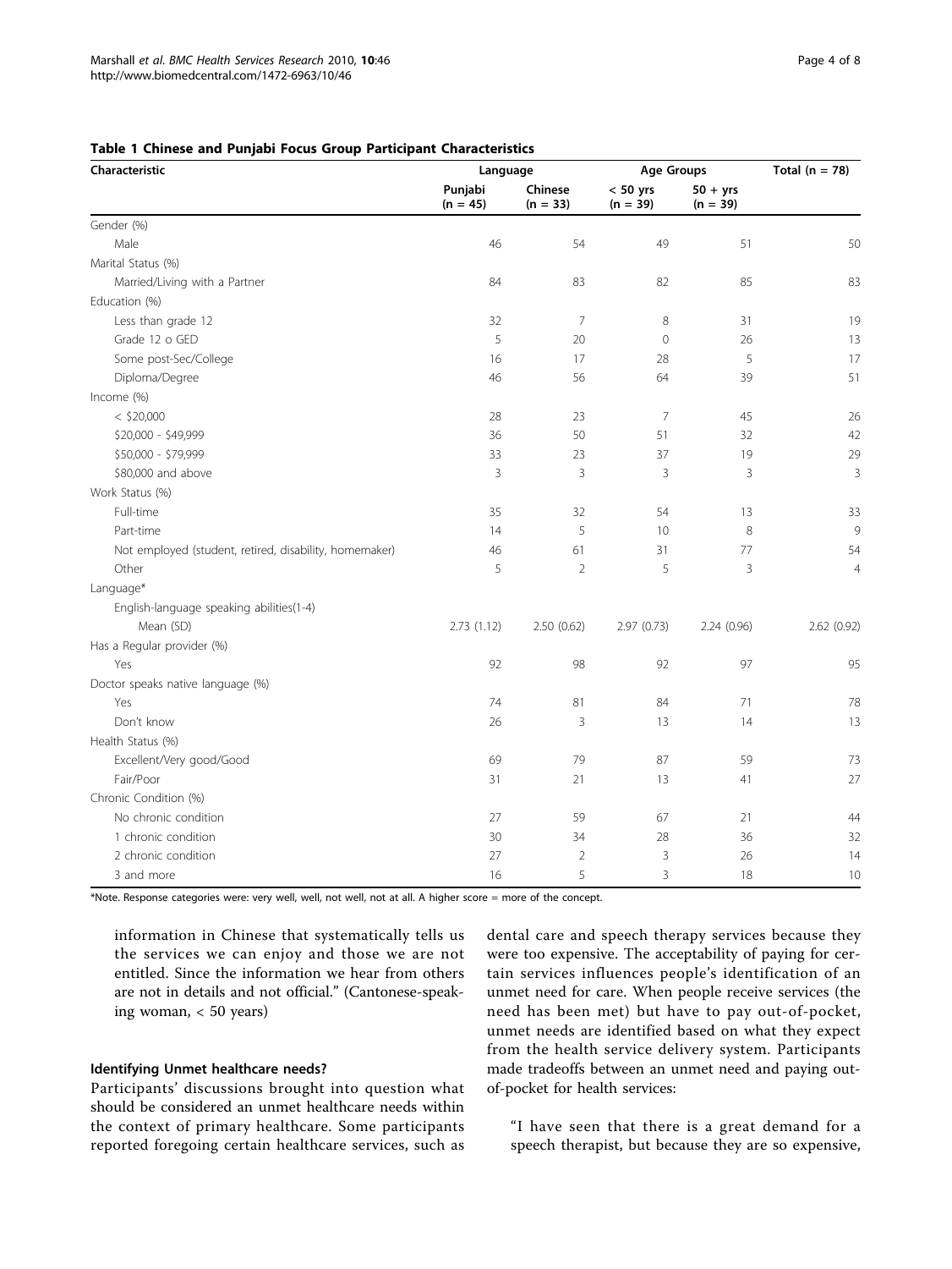**Table 1 Chinese and Punjabi Focus Group Participant Characteristics**

| Characteristic | Language | | Age Groups | | Total (n = 78) |
|---|---|---|---|---|---|
| | Punjabi (n = 45) | Chinese (n = 33) | < 50 yrs (n = 39) | 50 + yrs (n = 39) | |
| Gender (%) | | | | | |
| Male | 46 | 54 | 49 | 51 | 50 |
| Marital Status (%) | | | | | |
| Married/Living with a Partner | 84 | 83 | 82 | 85 | 83 |
| Education (%) | | | | | |
| Less than grade 12 | 32 | 7 | 8 | 31 | 19 |
| Grade 12 o GED | 5 | 20 | 0 | 26 | 13 |
| Some post-Sec/College | 16 | 17 | 28 | 5 | 17 |
| Diploma/Degree | 46 | 56 | 64 | 39 | 51 |
| Income (%) | | | | | |
| < $20,000 | 28 | 23 | 7 | 45 | 26 |
| $20,000 - $49,999 | 36 | 50 | 51 | 32 | 42 |
| $50,000 - $79,999 | 33 | 23 | 37 | 19 | 29 |
| $80,000 and above | 3 | 3 | 3 | 3 | 3 |
| Work Status (%) | | | | | |
| Full-time | 35 | 32 | 54 | 13 | 33 |
| Part-time | 14 | 5 | 10 | 8 | 9 |
| Not employed (student, retired, disability, homemaker) | 46 | 61 | 31 | 77 | 54 |
| Other | 5 | 2 | 5 | 3 | 4 |
| Language* | | | | | |
| English-language speaking abilities(1-4) | | | | | |
| Mean (SD) | 2.73 (1.12) | 2.50 (0.62) | 2.97 (0.73) | 2.24 (0.96) | 2.62 (0.92) |
| Has a Regular provider (%) | | | | | |
| Yes | 92 | 98 | 92 | 97 | 95 |
| Doctor speaks native language (%) | | | | | |
| Yes | 74 | 81 | 84 | 71 | 78 |
| Don't know | 26 | 3 | 13 | 14 | 13 |
| Health Status (%) | | | | | |
| Excellent/Very good/Good | 69 | 79 | 87 | 59 | 73 |
| Fair/Poor | 31 | 21 | 13 | 41 | 27 |
| Chronic Condition (%) | | | | | |
| No chronic condition | 27 | 59 | 67 | 21 | 44 |
| 1 chronic condition | 30 | 34 | 28 | 36 | 32 |
| 2 chronic condition | 27 | 2 | 3 | 26 | 14 |
| 3 and more | 16 | 5 | 3 | 18 | 10 |

*Note. Response categories were: very well, well, not well, not at all. A higher score = more of the concept.

> information in Chinese that systematically tells us the services we can enjoy and those we are not entitled. Since the information we hear from others are not in details and not official." (Cantonese-speaking woman, < 50 years)

#### Identifying Unmet healthcare needs?

Participants' discussions brought into question what should be considered an unmet healthcare needs within the context of primary healthcare. Some participants reported foregoing certain healthcare services, such as dental care and speech therapy services because they were too expensive. The acceptability of paying for certain services influences people's identification of an unmet need for care. When people receive services (the need has been met) but have to pay out-of-pocket, unmet needs are identified based on what they expect from the health service delivery system. Participants made tradeoffs between an unmet need and paying out-of-pocket for health services:

> "I have seen that there is a great demand for a speech therapist, but because they are so expensive,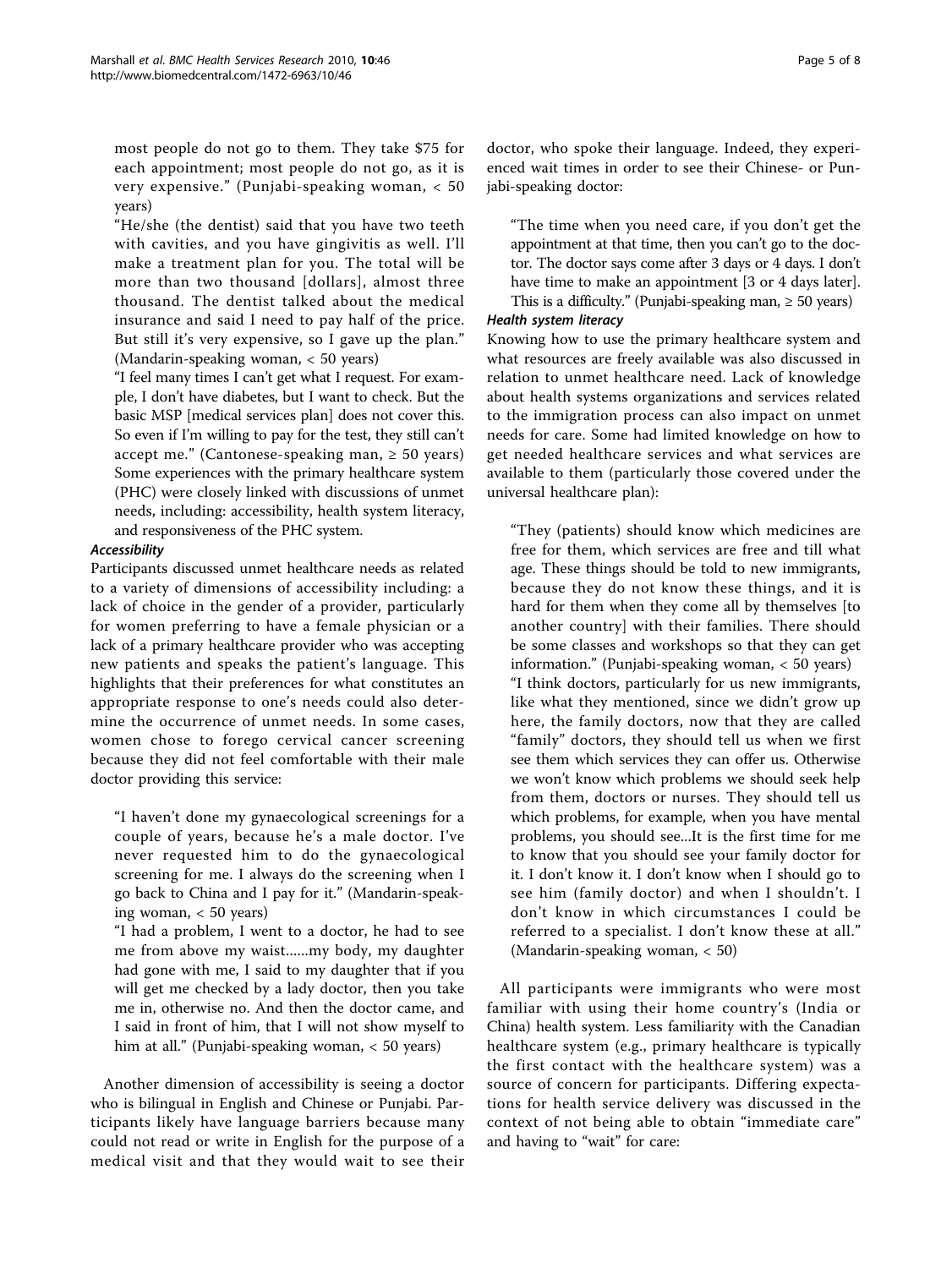most people do not go to them. They take $75 for each appointment; most people do not go, as it is very expensive." (Punjabi-speaking woman, < 50 years)

"He/she (the dentist) said that you have two teeth with cavities, and you have gingivitis as well. I'll make a treatment plan for you. The total will be more than two thousand [dollars], almost three thousand. The dentist talked about the medical insurance and said I need to pay half of the price. But still it's very expensive, so I gave up the plan." (Mandarin-speaking woman, < 50 years)

"I feel many times I can't get what I request. For example, I don't have diabetes, but I want to check. But the basic MSP [medical services plan] does not cover this. So even if I'm willing to pay for the test, they still can't accept me." (Cantonese-speaking man, ≥ 50 years)

Some experiences with the primary healthcare system (PHC) were closely linked with discussions of unmet needs, including: accessibility, health system literacy, and responsiveness of the PHC system.

#### *Accessibility*

Participants discussed unmet healthcare needs as related to a variety of dimensions of accessibility including: a lack of choice in the gender of a provider, particularly for women preferring to have a female physician or a lack of a primary healthcare provider who was accepting new patients and speaks the patient's language. This highlights that their preferences for what constitutes an appropriate response to one's needs could also determine the occurrence of unmet needs. In some cases, women chose to forego cervical cancer screening because they did not feel comfortable with their male doctor providing this service:

> "I haven't done my gynaecological screenings for a couple of years, because he's a male doctor. I've never requested him to do the gynaecological screening for me. I always do the screening when I go back to China and I pay for it." (Mandarin-speaking woman, < 50 years)
>
> "I had a problem, I went to a doctor, he had to see me from above my waist......my body, my daughter had gone with me, I said to my daughter that if you will get me checked by a lady doctor, then you take me in, otherwise no. And then the doctor came, and I said in front of him, that I will not show myself to him at all." (Punjabi-speaking woman, < 50 years)

Another dimension of accessibility is seeing a doctor who is bilingual in English and Chinese or Punjabi. Participants likely have language barriers because many could not read or write in English for the purpose of a medical visit and that they would wait to see their doctor, who spoke their language. Indeed, they experienced wait times in order to see their Chinese- or Punjabi-speaking doctor:

> "The time when you need care, if you don't get the appointment at that time, then you can't go to the doctor. The doctor says come after 3 days or 4 days. I don't have time to make an appointment [3 or 4 days later]. This is a difficulty." (Punjabi-speaking man, ≥ 50 years)

#### *Health system literacy*

Knowing how to use the primary healthcare system and what resources are freely available was also discussed in relation to unmet healthcare need. Lack of knowledge about health systems organizations and services related to the immigration process can also impact on unmet needs for care. Some had limited knowledge on how to get needed healthcare services and what services are available to them (particularly those covered under the universal healthcare plan):

> "They (patients) should know which medicines are free for them, which services are free and till what age. These things should be told to new immigrants, because they do not know these things, and it is hard for them when they come all by themselves [to another country] with their families. There should be some classes and workshops so that they can get information." (Punjabi-speaking woman, < 50 years)
>
> "I think doctors, particularly for us new immigrants, like what they mentioned, since we didn't grow up here, the family doctors, now that they are called "family" doctors, they should tell us when we first see them which services they can offer us. Otherwise we won't know which problems we should seek help from them, doctors or nurses. They should tell us which problems, for example, when you have mental problems, you should see...It is the first time for me to know that you should see your family doctor for it. I don't know it. I don't know when I should go to see him (family doctor) and when I shouldn't. I don't know in which circumstances I could be referred to a specialist. I don't know these at all." (Mandarin-speaking woman, < 50)

All participants were immigrants who were most familiar with using their home country's (India or China) health system. Less familiarity with the Canadian healthcare system (e.g., primary healthcare is typically the first contact with the healthcare system) was a source of concern for participants. Differing expectations for health service delivery was discussed in the context of not being able to obtain "immediate care" and having to "wait" for care: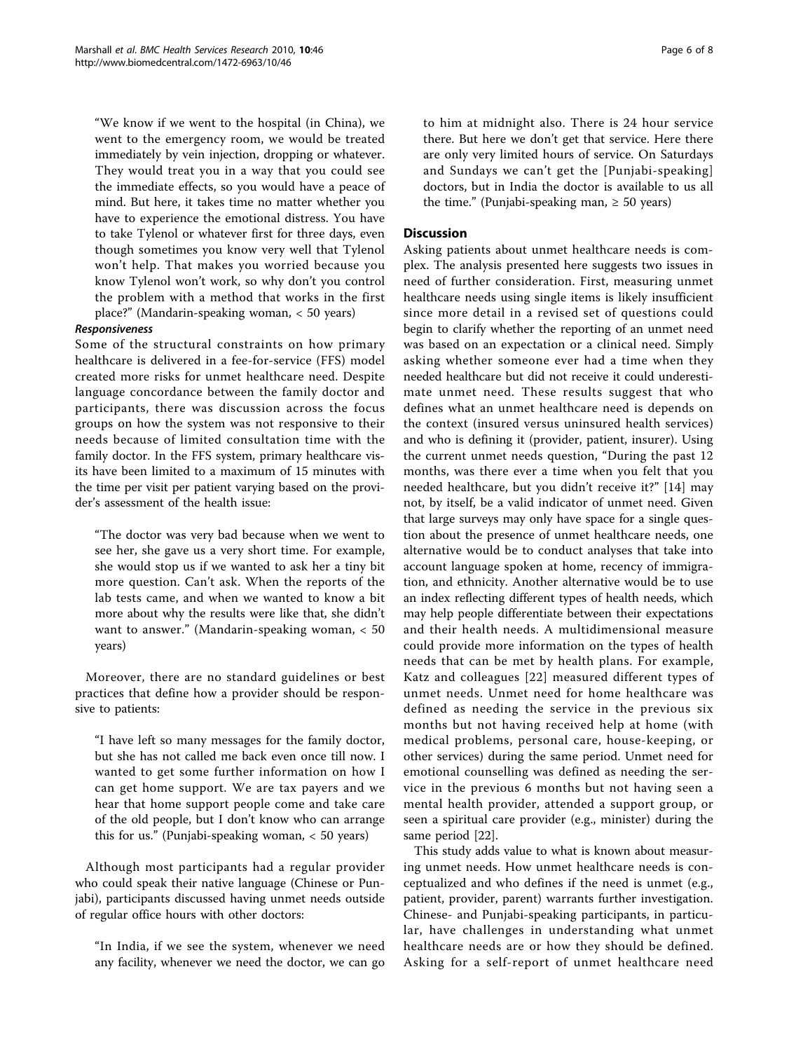"We know if we went to the hospital (in China), we went to the emergency room, we would be treated immediately by vein injection, dropping or whatever. They would treat you in a way that you could see the immediate effects, so you would have a peace of mind. But here, it takes time no matter whether you have to experience the emotional distress. You have to take Tylenol or whatever first for three days, even though sometimes you know very well that Tylenol won't help. That makes you worried because you know Tylenol won't work, so why don't you control the problem with a method that works in the first place?" (Mandarin-speaking woman, < 50 years)

#### *Responsiveness*

Some of the structural constraints on how primary healthcare is delivered in a fee-for-service (FFS) model created more risks for unmet healthcare need. Despite language concordance between the family doctor and participants, there was discussion across the focus groups on how the system was not responsive to their needs because of limited consultation time with the family doctor. In the FFS system, primary healthcare visits have been limited to a maximum of 15 minutes with the time per visit per patient varying based on the provider's assessment of the health issue:

"The doctor was very bad because when we went to see her, she gave us a very short time. For example, she would stop us if we wanted to ask her a tiny bit more question. Can't ask. When the reports of the lab tests came, and when we wanted to know a bit more about why the results were like that, she didn't want to answer." (Mandarin-speaking woman, < 50 years)

Moreover, there are no standard guidelines or best practices that define how a provider should be responsive to patients:

"I have left so many messages for the family doctor, but she has not called me back even once till now. I wanted to get some further information on how I can get home support. We are tax payers and we hear that home support people come and take care of the old people, but I don't know who can arrange this for us." (Punjabi-speaking woman, < 50 years)

Although most participants had a regular provider who could speak their native language (Chinese or Punjabi), participants discussed having unmet needs outside of regular office hours with other doctors:

"In India, if we see the system, whenever we need any facility, whenever we need the doctor, we can go to him at midnight also. There is 24 hour service there. But here we don't get that service. Here there are only very limited hours of service. On Saturdays and Sundays we can't get the [Punjabi-speaking] doctors, but in India the doctor is available to us all the time." (Punjabi-speaking man, ≥ 50 years)

## Discussion

Asking patients about unmet healthcare needs is complex. The analysis presented here suggests two issues in need of further consideration. First, measuring unmet healthcare needs using single items is likely insufficient since more detail in a revised set of questions could begin to clarify whether the reporting of an unmet need was based on an expectation or a clinical need. Simply asking whether someone ever had a time when they needed healthcare but did not receive it could underestimate unmet need. These results suggest that who defines what an unmet healthcare need is depends on the context (insured versus uninsured health services) and who is defining it (provider, patient, insurer). Using the current unmet needs question, "During the past 12 months, was there ever a time when you felt that you needed healthcare, but you didn't receive it?" [14] may not, by itself, be a valid indicator of unmet need. Given that large surveys may only have space for a single question about the presence of unmet healthcare needs, one alternative would be to conduct analyses that take into account language spoken at home, recency of immigration, and ethnicity. Another alternative would be to use an index reflecting different types of health needs, which may help people differentiate between their expectations and their health needs. A multidimensional measure could provide more information on the types of health needs that can be met by health plans. For example, Katz and colleagues [22] measured different types of unmet needs. Unmet need for home healthcare was defined as needing the service in the previous six months but not having received help at home (with medical problems, personal care, house-keeping, or other services) during the same period. Unmet need for emotional counselling was defined as needing the service in the previous 6 months but not having seen a mental health provider, attended a support group, or seen a spiritual care provider (e.g., minister) during the same period [22].

This study adds value to what is known about measuring unmet needs. How unmet healthcare needs is conceptualized and who defines if the need is unmet (e.g., patient, provider, parent) warrants further investigation. Chinese- and Punjabi-speaking participants, in particular, have challenges in understanding what unmet healthcare needs are or how they should be defined. Asking for a self-report of unmet healthcare need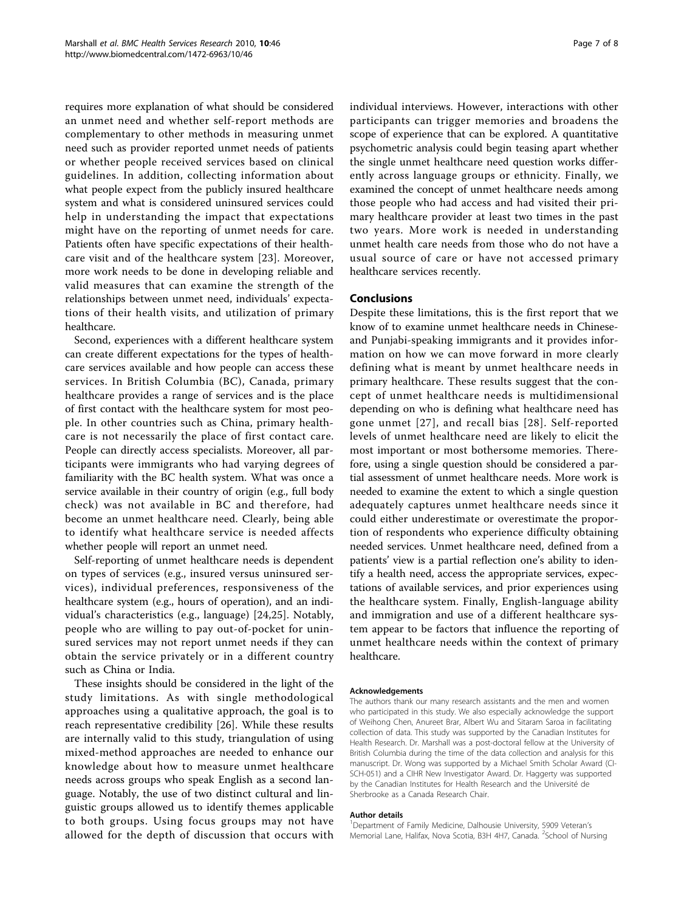requires more explanation of what should be considered an unmet need and whether self-report methods are complementary to other methods in measuring unmet need such as provider reported unmet needs of patients or whether people received services based on clinical guidelines. In addition, collecting information about what people expect from the publicly insured healthcare system and what is considered uninsured services could help in understanding the impact that expectations might have on the reporting of unmet needs for care. Patients often have specific expectations of their healthcare visit and of the healthcare system [23]. Moreover, more work needs to be done in developing reliable and valid measures that can examine the strength of the relationships between unmet need, individuals' expectations of their health visits, and utilization of primary healthcare.

Second, experiences with a different healthcare system can create different expectations for the types of healthcare services available and how people can access these services. In British Columbia (BC), Canada, primary healthcare provides a range of services and is the place of first contact with the healthcare system for most people. In other countries such as China, primary healthcare is not necessarily the place of first contact care. People can directly access specialists. Moreover, all participants were immigrants who had varying degrees of familiarity with the BC health system. What was once a service available in their country of origin (e.g., full body check) was not available in BC and therefore, had become an unmet healthcare need. Clearly, being able to identify what healthcare service is needed affects whether people will report an unmet need.

Self-reporting of unmet healthcare needs is dependent on types of services (e.g., insured versus uninsured services), individual preferences, responsiveness of the healthcare system (e.g., hours of operation), and an individual's characteristics (e.g., language) [24,25]. Notably, people who are willing to pay out-of-pocket for uninsured services may not report unmet needs if they can obtain the service privately or in a different country such as China or India.

These insights should be considered in the light of the study limitations. As with single methodological approaches using a qualitative approach, the goal is to reach representative credibility [26]. While these results are internally valid to this study, triangulation of using mixed-method approaches are needed to enhance our knowledge about how to measure unmet healthcare needs across groups who speak English as a second language. Notably, the use of two distinct cultural and linguistic groups allowed us to identify themes applicable to both groups. Using focus groups may not have allowed for the depth of discussion that occurs with individual interviews. However, interactions with other participants can trigger memories and broadens the scope of experience that can be explored. A quantitative psychometric analysis could begin teasing apart whether the single unmet healthcare need question works differently across language groups or ethnicity. Finally, we examined the concept of unmet healthcare needs among those people who had access and had visited their primary healthcare provider at least two times in the past two years. More work is needed in understanding unmet health care needs from those who do not have a usual source of care or have not accessed primary healthcare services recently.

## Conclusions

Despite these limitations, this is the first report that we know of to examine unmet healthcare needs in Chinese- and Punjabi-speaking immigrants and it provides information on how we can move forward in more clearly defining what is meant by unmet healthcare needs in primary healthcare. These results suggest that the concept of unmet healthcare needs is multidimensional depending on who is defining what healthcare need has gone unmet [27], and recall bias [28]. Self-reported levels of unmet healthcare need are likely to elicit the most important or most bothersome memories. Therefore, using a single question should be considered a partial assessment of unmet healthcare needs. More work is needed to examine the extent to which a single question adequately captures unmet healthcare needs since it could either underestimate or overestimate the proportion of respondents who experience difficulty obtaining needed services. Unmet healthcare need, defined from a patients' view is a partial reflection one's ability to identify a health need, access the appropriate services, expectations of available services, and prior experiences using the healthcare system. Finally, English-language ability and immigration and use of a different healthcare system appear to be factors that influence the reporting of unmet healthcare needs within the context of primary healthcare.

#### Acknowledgements

The authors thank our many research assistants and the men and women who participated in this study. We also especially acknowledge the support of Weihong Chen, Anureet Brar, Albert Wu and Sitaram Saroa in facilitating collection of data. This study was supported by the Canadian Institutes for Health Research. Dr. Marshall was a post-doctoral fellow at the University of British Columbia during the time of the data collection and analysis for this manuscript. Dr. Wong was supported by a Michael Smith Scholar Award (CI-SCH-051) and a CIHR New Investigator Award. Dr. Haggerty was supported by the Canadian Institutes for Health Research and the Université de Sherbrooke as a Canada Research Chair.

#### Author details

[1]Department of Family Medicine, Dalhousie University, 5909 Veteran's Memorial Lane, Halifax, Nova Scotia, B3H 4H7, Canada. [2]School of Nursing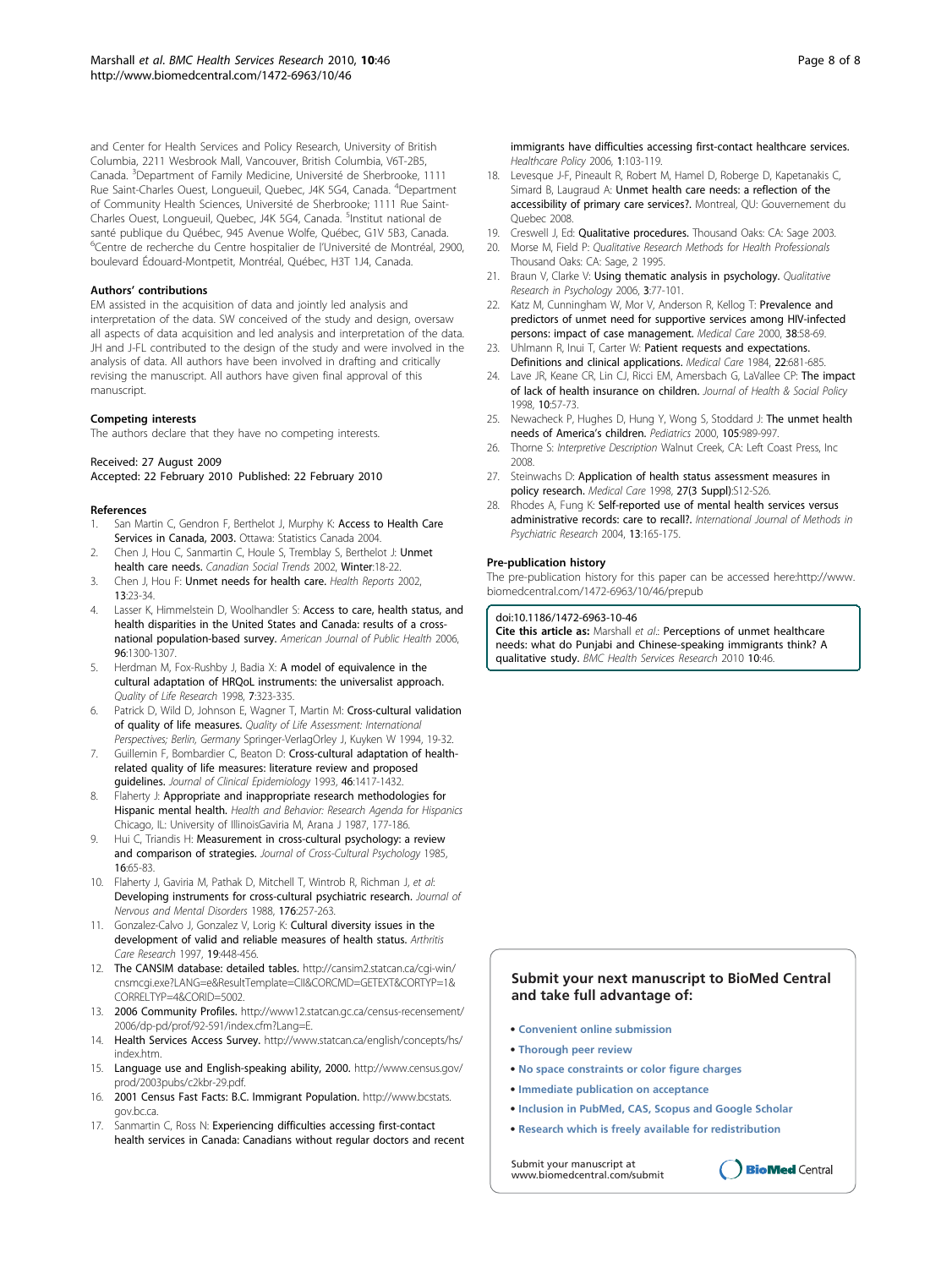and Center for Health Services and Policy Research, University of British Columbia, 2211 Wesbrook Mall, Vancouver, British Columbia, V6T-2B5, Canada. [3]Department of Family Medicine, Université de Sherbrooke, 1111 Rue Saint-Charles Ouest, Longueuil, Quebec, J4K 5G4, Canada. [4]Department of Community Health Sciences, Université de Sherbrooke; 1111 Rue Saint-Charles Ouest, Longueuil, Quebec, J4K 5G4, Canada. [5]Institut national de santé publique du Québec, 945 Avenue Wolfe, Québec, G1V 5B3, Canada. [6]Centre de recherche du Centre hospitalier de l'Université de Montréal, 2900, boulevard Édouard-Montpetit, Montréal, Québec, H3T 1J4, Canada.

#### Authors' contributions

EM assisted in the acquisition of data and jointly led analysis and interpretation of the data. SW conceived of the study and design, oversaw all aspects of data acquisition and led analysis and interpretation of the data. JH and J-FL contributed to the design of the study and were involved in the analysis of data. All authors have been involved in drafting and critically revising the manuscript. All authors have given final approval of this manuscript.

#### Competing interests

The authors declare that they have no competing interests.

Received: 27 August 2009
Accepted: 22 February 2010 Published: 22 February 2010

#### References

1. San Martin C, Gendron F, Berthelot J, Murphy K: **Access to Health Care Services in Canada, 2003.** Ottawa: Statistics Canada 2004.
2. Chen J, Hou C, Sanmartin C, Houle S, Tremblay S, Berthelot J: **Unmet health care needs.** *Canadian Social Trends* 2002, **Winter**:18-22.
3. Chen J, Hou F: **Unmet needs for health care.** *Health Reports* 2002, **13**:23-34.
4. Lasser K, Himmelstein D, Woolhandler S: **Access to care, health status, and health disparities in the United States and Canada: results of a cross-national population-based survey.** *American Journal of Public Health* 2006, **96**:1300-1307.
5. Herdman M, Fox-Rushby J, Badia X: **A model of equivalence in the cultural adaptation of HRQoL instruments: the universalist approach.** *Quality of Life Research* 1998, **7**:323-335.
6. Patrick D, Wild D, Johnson E, Wagner T, Martin M: **Cross-cultural validation of quality of life measures.** *Quality of Life Assessment: International Perspectives; Berlin, Germany* Springer-VerlagOrley J, Kuyken W 1994, 19-32.
7. Guillemin F, Bombardier C, Beaton D: **Cross-cultural adaptation of health-related quality of life measures: literature review and proposed guidelines.** *Journal of Clinical Epidemiology* 1993, **46**:1417-1432.
8. Flaherty J: **Appropriate and inappropriate research methodologies for Hispanic mental health.** *Health and Behavior: Research Agenda for Hispanics* Chicago, IL: University of IllinoisGaviria M, Arana J 1987, 177-186.
9. Hui C, Triandis H: **Measurement in cross-cultural psychology: a review and comparison of strategies.** *Journal of Cross-Cultural Psychology* 1985, **16**:65-83.
10. Flaherty J, Gaviria M, Pathak D, Mitchell T, Wintrob R, Richman J, *et al*: **Developing instruments for cross-cultural psychiatric research.** *Journal of Nervous and Mental Disorders* 1988, **176**:257-263.
11. Gonzalez-Calvo J, Gonzalez V, Lorig K: **Cultural diversity issues in the development of valid and reliable measures of health status.** *Arthritis Care Research* 1997, **19**:448-456.
12. **The CANSIM database: detailed tables.** http://cansim2.statcan.ca/cgi-win/cnsmcgi.exe?LANG=e&ResultTemplate=CII&CORCMD=GETEXT&CORTYP=1&CORRELTYP=4&CORID=5002.
13. **2006 Community Profiles.** http://www12.statcan.gc.ca/census-recensement/2006/dp-pd/prof/92-591/index.cfm?Lang=E.
14. **Health Services Access Survey.** http://www.statcan.ca/english/concepts/hs/index.htm.
15. **Language use and English-speaking ability, 2000.** http://www.census.gov/prod/2003pubs/c2kbr-29.pdf.
16. **2001 Census Fast Facts: B.C. Immigrant Population.** http://www.bcstats.gov.bc.ca.
17. Sanmartin C, Ross N: **Experiencing difficulties accessing first-contact health services in Canada: Canadians without regular doctors and recent immigrants have difficulties accessing first-contact healthcare services.** *Healthcare Policy* 2006, **1**:103-119.
18. Levesque J-F, Pineault R, Robert M, Hamel D, Roberge D, Kapetanakis C, Simard B, Laugraud A: **Unmet health care needs: a reflection of the accessibility of primary care services?.** Montreal, QU: Gouvernement du Quebec 2008.
19. Creswell J, Ed: **Qualitative procedures.** Thousand Oaks: CA: Sage 2003.
20. Morse M, Field P: *Qualitative Research Methods for Health Professionals* Thousand Oaks: CA: Sage, 2 1995.
21. Braun V, Clarke V: **Using thematic analysis in psychology.** *Qualitative Research in Psychology* 2006, **3**:77-101.
22. Katz M, Cunningham W, Mor V, Anderson R, Kellog T: **Prevalence and predictors of unmet need for supportive services among HIV-infected persons: impact of case management.** *Medical Care* 2000, **38**:58-69.
23. Uhlmann R, Inui T, Carter W: **Patient requests and expectations. Definitions and clinical applications.** *Medical Care* 1984, **22**:681-685.
24. Lave JR, Keane CR, Lin CJ, Ricci EM, Amersbach G, LaVallee CP: **The impact of lack of health insurance on children.** *Journal of Health & Social Policy* 1998, **10**:57-73.
25. Newacheck P, Hughes D, Hung Y, Wong S, Stoddard J: **The unmet health needs of America's children.** *Pediatrics* 2000, **105**:989-997.
26. Thorne S: *Interpretive Description* Walnut Creek, CA: Left Coast Press, Inc 2008.
27. Steinwachs D: **Application of health status assessment measures in policy research.** *Medical Care* 1998, **27(3 Suppl)**:S12-S26.
28. Rhodes A, Fung K: **Self-reported use of mental health services versus administrative records: care to recall?.** *International Journal of Methods in Psychiatric Research* 2004, **13**:165-175.

#### Pre-publication history

The pre-publication history for this paper can be accessed here:http://www.biomedcentral.com/1472-6963/10/46/prepub

doi:10.1186/1472-6963-10-46
**Cite this article as:** Marshall *et al.*: Perceptions of unmet healthcare needs: what do Punjabi and Chinese-speaking immigrants think? A qualitative study. *BMC Health Services Research* 2010 **10**:46.

**Submit your next manuscript to BioMed Central and take full advantage of:**

- Convenient online submission
- Thorough peer review
- No space constraints or color figure charges
- Immediate publication on acceptance
- Inclusion in PubMed, CAS, Scopus and Google Scholar
- Research which is freely available for redistribution

Submit your manuscript at www.biomedcentral.com/submit